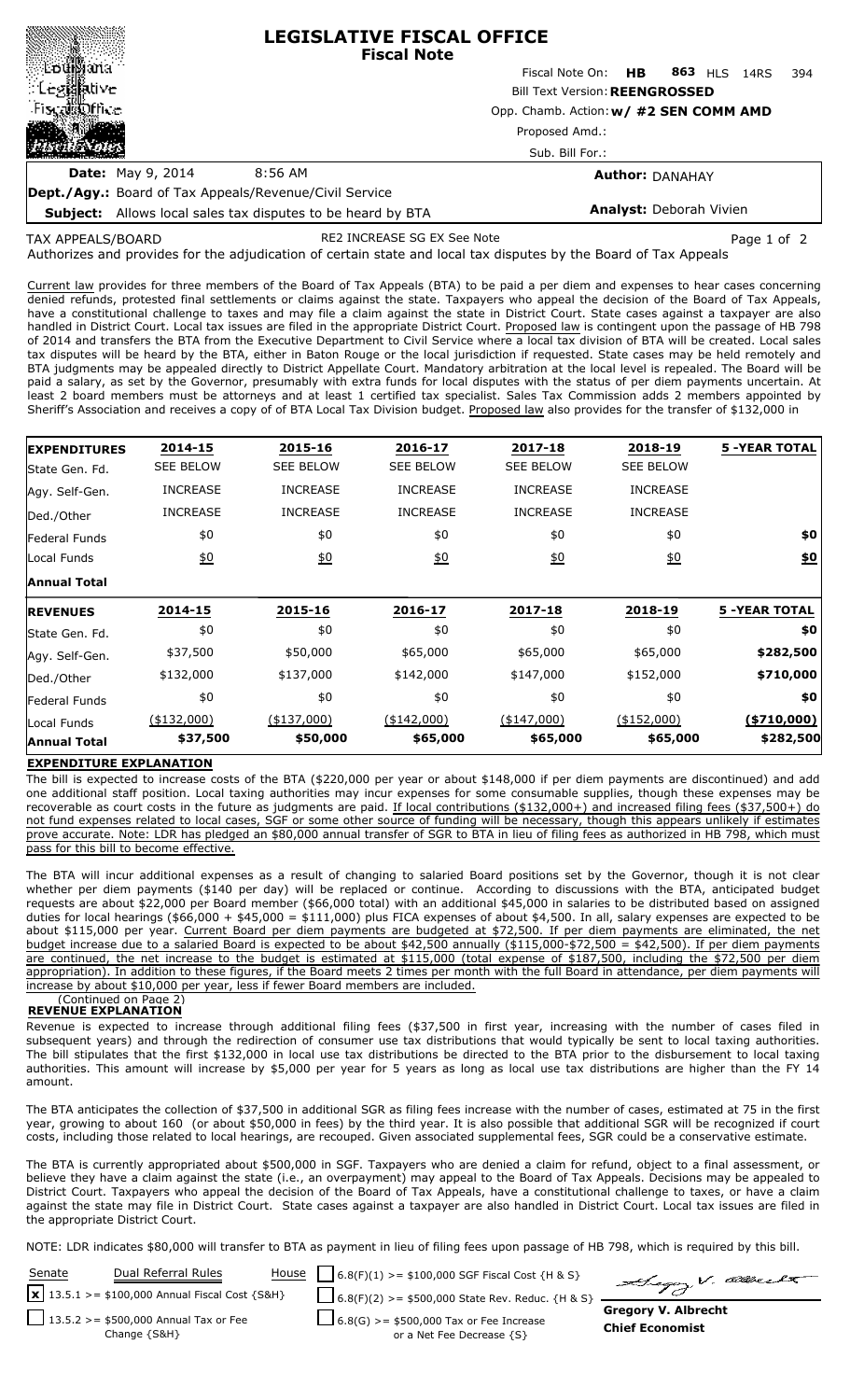# LEGISLATIVE FISCAL OFFICE
## Fiscal Note

Louisiana Legislative Fiscal Office — Fiscal Notes

Fiscal Note On: **HB 863** HLS 14RS 394

Bill Text Version: **REENGROSSED**

Opp. Chamb. Action: **w/ #2 SEN COMM AMD**

Proposed Amd.:

Sub. Bill For.:

**Date:** May 9, 2014 8:56 AM

**Author:** DANAHAY

**Dept./Agy.:** Board of Tax Appeals/Revenue/Civil Service

**Subject:** Allows local sales tax disputes to be heard by BTA

**Analyst:** Deborah Vivien

TAX APPEALS/BOARD RE2 INCREASE SG EX See Note

Authorizes and provides for the adjudication of certain state and local tax disputes by the Board of Tax Appeals

Current law provides for three members of the Board of Tax Appeals (BTA) to be paid a per diem and expenses to hear cases concerning denied refunds, protested final settlements or claims against the state. Taxpayers who appeal the decision of the Board of Tax Appeals, have a constitutional challenge to taxes and may file a claim against the state in District Court. State cases against a taxpayer are also handled in District Court. Local tax issues are filed in the appropriate District Court. Proposed law is contingent upon the passage of HB 798 of 2014 and transfers the BTA from the Executive Department to Civil Service where a local tax division of BTA will be created. Local sales tax disputes will be heard by the BTA, either in Baton Rouge or the local jurisdiction if requested. State cases may be held remotely and BTA judgments may be appealed directly to District Appellate Court. Mandatory arbitration at the local level is repealed. The Board will be paid a salary, as set by the Governor, presumably with extra funds for local disputes with the status of per diem payments uncertain. At least 2 board members must be attorneys and at least 1 certified tax specialist. Sales Tax Commission adds 2 members appointed by Sheriff's Association and receives a copy of of BTA Local Tax Division budget. Proposed law also provides for the transfer of $132,000 in

| **EXPENDITURES** | **2014-15** | **2015-16** | **2016-17** | **2017-18** | **2018-19** | **5 -YEAR TOTAL** |
|---|---|---|---|---|---|---|
| State Gen. Fd. | SEE BELOW | SEE BELOW | SEE BELOW | SEE BELOW | SEE BELOW | |
| Agy. Self-Gen. | INCREASE | INCREASE | INCREASE | INCREASE | INCREASE | |
| Ded./Other | INCREASE | INCREASE | INCREASE | INCREASE | INCREASE | |
| Federal Funds | $0 | $0 | $0 | $0 | $0 | **$0** |
| Local Funds | $0 | $0 | $0 | $0 | $0 | **$0** |
| **Annual Total** | | | | | | |

| **REVENUES** | **2014-15** | **2015-16** | **2016-17** | **2017-18** | **2018-19** | **5 -YEAR TOTAL** |
|---|---|---|---|---|---|---|
| State Gen. Fd. | $0 | $0 | $0 | $0 | $0 | **$0** |
| Agy. Self-Gen. | $37,500 | $50,000 | $65,000 | $65,000 | $65,000 | **$282,500** |
| Ded./Other | $132,000 | $137,000 | $142,000 | $147,000 | $152,000 | **$710,000** |
| Federal Funds | $0 | $0 | $0 | $0 | $0 | **$0** |
| Local Funds | ($132,000) | ($137,000) | ($142,000) | ($147,000) | ($152,000) | **($710,000)** |
| **Annual Total** | **$37,500** | **$50,000** | **$65,000** | **$65,000** | **$65,000** | **$282,500** |

**EXPENDITURE EXPLANATION**

The bill is expected to increase costs of the BTA ($220,000 per year or about $148,000 if per diem payments are discontinued) and add one additional staff position. Local taxing authorities may incur expenses for some consumable supplies, though these expenses may be recoverable as court costs in the future as judgments are paid. If local contributions ($132,000+) and increased filing fees ($37,500+) do not fund expenses related to local cases, SGF or some other source of funding will be necessary, though this appears unlikely if estimates prove accurate. Note: LDR has pledged an $80,000 annual transfer of SGR to BTA in lieu of filing fees as authorized in HB 798, which must pass for this bill to become effective.

The BTA will incur additional expenses as a result of changing to salaried Board positions set by the Governor, though it is not clear whether per diem payments ($140 per day) will be replaced or continue. According to discussions with the BTA, anticipated budget requests are about $22,000 per Board member ($66,000 total) with an additional $45,000 in salaries to be distributed based on assigned duties for local hearings ($66,000 + $45,000 = $111,000) plus FICA expenses of about $4,500. In all, salary expenses are expected to be about $115,000 per year. Current Board per diem payments are budgeted at $72,500. If per diem payments are eliminated, the net budget increase due to a salaried Board is expected to be about $42,500 annually ($115,000-$72,500 = $42,500). If per diem payments are continued, the net increase to the budget is estimated at $115,000 (total expense of $187,500, including the $72,500 per diem appropriation). In addition to these figures, if the Board meets 2 times per month with the full Board in attendance, per diem payments will increase by about $10,000 per year, less if fewer Board members are included.

(Continued on Page 2)

**REVENUE EXPLANATION**

Revenue is expected to increase through additional filing fees ($37,500 in first year, increasing with the number of cases filed in subsequent years) and through the redirection of consumer use tax distributions that would typically be sent to local taxing authorities. The bill stipulates that the first $132,000 in local use tax distributions be directed to the BTA prior to the disbursement to local taxing authorities. This amount will increase by $5,000 per year for 5 years as long as local use tax distributions are higher than the FY 14 amount.

The BTA anticipates the collection of $37,500 in additional SGR as filing fees increase with the number of cases, estimated at 75 in the first year, growing to about 160 (or about $50,000 in fees) by the third year. It is also possible that additional SGR will be recognized if court costs, including those related to local hearings, are recouped. Given associated supplemental fees, SGR could be a conservative estimate.

The BTA is currently appropriated about $500,000 in SGF. Taxpayers who are denied a claim for refund, object to a final assessment, or believe they have a claim against the state (i.e., an overpayment) may appeal to the Board of Tax Appeals. Decisions may be appealed to District Court. Taxpayers who appeal the decision of the Board of Tax Appeals, have a constitutional challenge to taxes, or have a claim against the state may file in District Court. State cases against a taxpayer are also handled in District Court. Local tax issues are filed in the appropriate District Court.

NOTE: LDR indicates $80,000 will transfer to BTA as payment in lieu of filing fees upon passage of HB 798, which is required by this bill.

| Senate | Dual Referral Rules | House | |
|---|---|---|---|
| [x] 13.5.1 >= $100,000 Annual Fiscal Cost {S&H} | | [ ] 6.8(F)(1) >= $100,000 SGF Fiscal Cost {H & S} | |
| [ ] 13.5.2 >= $500,000 Annual Tax or Fee Change {S&H} | | [ ] 6.8(F)(2) >= $500,000 State Rev. Reduc. {H & S} | |
| | | [ ] 6.8(G) >= $500,000 Tax or Fee Increase or a Net Fee Decrease {S} | |

**Gregory V. Albrecht**
**Chief Economist**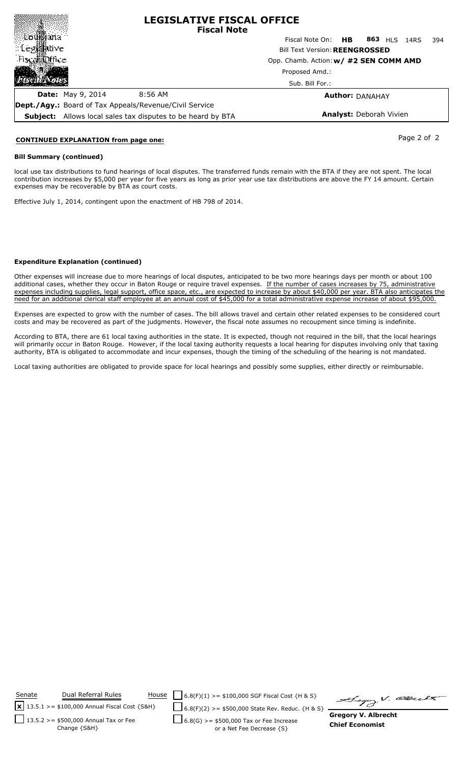# LEGISLATIVE FISCAL OFFICE
## Fiscal Note

Fiscal Note On: **HB 863** HLS 14RS 394

Bill Text Version: **REENGROSSED**

Opp. Chamb. Action: **w/ #2 SEN COMM AMD**

Proposed Amd.:

Sub. Bill For.:

**Date:** May 9, 2014 8:56 AM

**Author:** DANAHAY

**Dept./Agy.:** Board of Tax Appeals/Revenue/Civil Service

**Subject:** Allows local sales tax disputes to be heard by BTA

**Analyst:** Deborah Vivien

**CONTINUED EXPLANATION from page one:**

**Bill Summary (continued)**

local use tax distributions to fund hearings of local disputes. The transferred funds remain with the BTA if they are not spent. The local contribution increases by $5,000 per year for five years as long as prior year use tax distributions are above the FY 14 amount. Certain expenses may be recoverable by BTA as court costs.

Effective July 1, 2014, contingent upon the enactment of HB 798 of 2014.

**Expenditure Explanation (continued)**

Other expenses will increase due to more hearings of local disputes, anticipated to be two more hearings days per month or about 100 additional cases, whether they occur in Baton Rouge or require travel expenses. If the number of cases increases by 75, administrative expenses including supplies, legal support, office space, etc., are expected to increase by about $40,000 per year. BTA also anticipates the need for an additional clerical staff employee at an annual cost of $45,000 for a total administrative expense increase of about $95,000.

Expenses are expected to grow with the number of cases. The bill allows travel and certain other related expenses to be considered court costs and may be recovered as part of the judgments. However, the fiscal note assumes no recoupment since timing is indefinite.

According to BTA, there are 61 local taxing authorities in the state. It is expected, though not required in the bill, that the local hearings will primarily occur in Baton Rouge. However, if the local taxing authority requests a local hearing for disputes involving only that taxing authority, BTA is obligated to accommodate and incur expenses, though the timing of the scheduling of the hearing is not mandated.

Local taxing authorities are obligated to provide space for local hearings and possibly some supplies, either directly or reimbursable.

Senate Dual Referral Rules House

[x] 13.5.1 >= $100,000 Annual Fiscal Cost {S&H}

[ ] 13.5.2 >= $500,000 Annual Tax or Fee Change {S&H}

[ ] 6.8(F)(1) >= $100,000 SGF Fiscal Cost {H & S}

[ ] 6.8(F)(2) >= $500,000 State Rev. Reduc. {H & S}

[ ] 6.8(G) >= $500,000 Tax or Fee Increase or a Net Fee Decrease {S}

**Gregory V. Albrecht**
**Chief Economist**